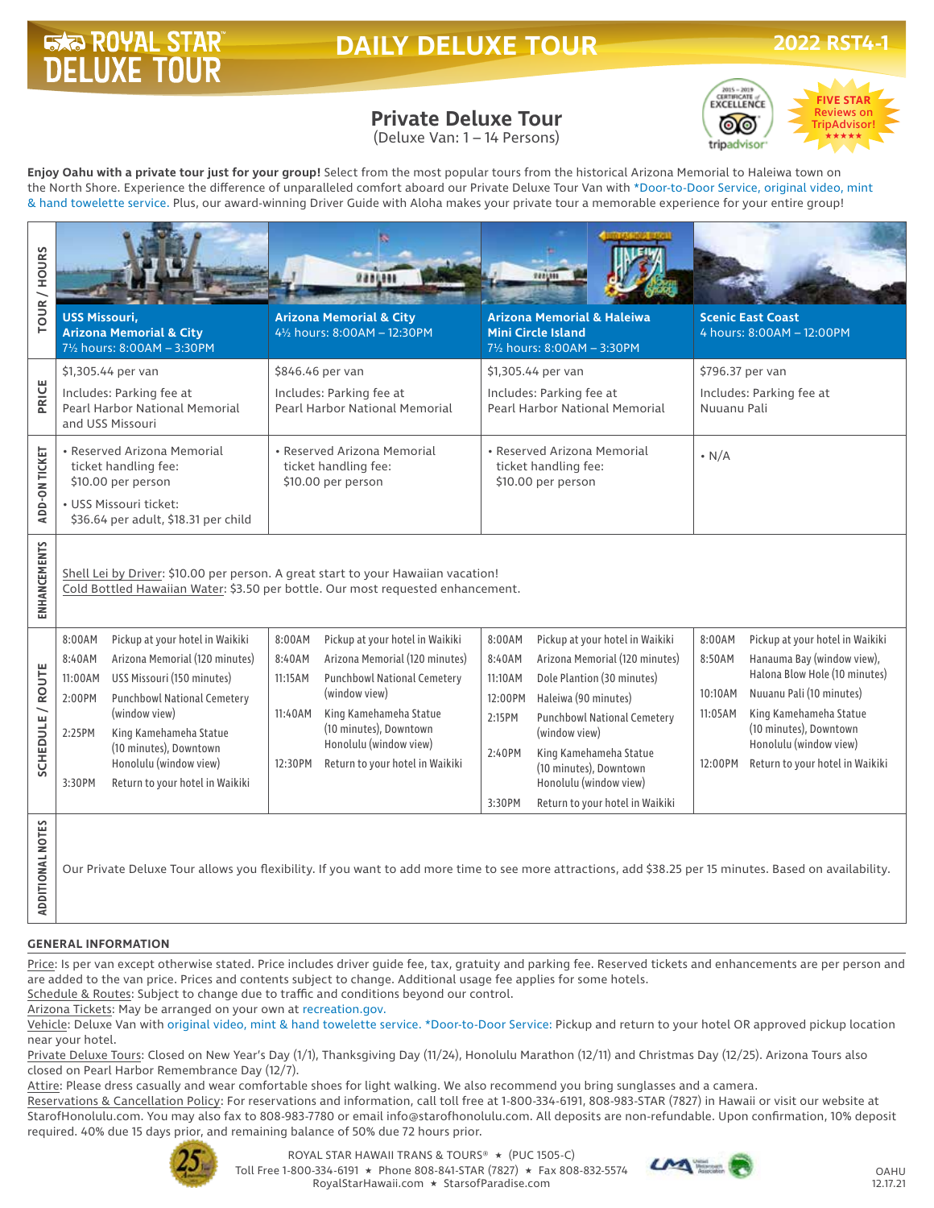# ROYAL STAR DELUXE TOUR

## DAILY DELUXE TOUR

2022 RST4-1

## Private Deluxe Tour

(Deluxe Van: 1 – 14 Persons)

2015 – 2019 CERTIFICATE of EXCELLENCE tripadvisor

FIVE STAR Reviews on TripAdvisor! ★★★★★

**Enjoy Oahu with a private tour just for your group!** Select from the most popular tours from the historical Arizona Memorial to Haleiwa town on the North Shore. Experience the difference of unparalleled comfort aboard our Private Deluxe Tour Van with *Door-to-Door Service, original video, mint & hand towelette service. Plus, our award-winning Driver Guide with Aloha makes your private tour a memorable experience for your entire group!

| TOUR / HOURS | **USS Missouri, Arizona Memorial & City** 7½ hours: 8:00AM – 3:30PM | **Arizona Memorial & City** 4½ hours: 8:00AM – 12:30PM | **Arizona Memorial & Haleiwa Mini Circle Island** 7½ hours: 8:00AM – 3:30PM | **Scenic East Coast** 4 hours: 8:00AM – 12:00PM |
|---|---|---|---|---|
| PRICE | $1,305.44 per van<br>Includes: Parking fee at Pearl Harbor National Memorial and USS Missouri | $846.46 per van<br>Includes: Parking fee at Pearl Harbor National Memorial | $1,305.44 per van<br>Includes: Parking fee at Pearl Harbor National Memorial | $796.37 per van<br>Includes: Parking fee at Nuuanu Pali |
| ADD-ON TICKET | • Reserved Arizona Memorial ticket handling fee: $10.00 per person<br>• USS Missouri ticket: $36.64 per adult, $18.31 per child | • Reserved Arizona Memorial ticket handling fee: $10.00 per person | • Reserved Arizona Memorial ticket handling fee: $10.00 per person | • N/A |
| ENHANCEMENTS | Shell Lei by Driver: $10.00 per person. A great start to your Hawaiian vacation!<br>Cold Bottled Hawaiian Water: $3.50 per bottle. Our most requested enhancement. | | | |
| SCHEDULE / ROUTE | 8:00AM Pickup at your hotel in Waikiki<br>8:40AM Arizona Memorial (120 minutes)<br>11:00AM USS Missouri (150 minutes)<br>2:00PM Punchbowl National Cemetery (window view)<br>2:25PM King Kamehameha Statue (10 minutes), Downtown Honolulu (window view)<br>3:30PM Return to your hotel in Waikiki | 8:00AM Pickup at your hotel in Waikiki<br>8:40AM Arizona Memorial (120 minutes)<br>11:15AM Punchbowl National Cemetery (window view)<br>11:40AM King Kamehameha Statue (10 minutes), Downtown Honolulu (window view)<br>12:30PM Return to your hotel in Waikiki | 8:00AM Pickup at your hotel in Waikiki<br>8:40AM Arizona Memorial (120 minutes)<br>11:10AM Dole Plantion (30 minutes)<br>12:00PM Haleiwa (90 minutes)<br>2:15PM Punchbowl National Cemetery (window view)<br>2:40PM King Kamehameha Statue (10 minutes), Downtown Honolulu (window view)<br>3:30PM Return to your hotel in Waikiki | 8:00AM Pickup at your hotel in Waikiki<br>8:50AM Hanauma Bay (window view), Halona Blow Hole (10 minutes)<br>10:10AM Nuuanu Pali (10 minutes)<br>11:05AM King Kamehameha Statue (10 minutes), Downtown Honolulu (window view)<br>12:00PM Return to your hotel in Waikiki |
| ADDITIONAL NOTES | Our Private Deluxe Tour allows you flexibility. If you want to add more time to see more attractions, add $38.25 per 15 minutes. Based on availability. | | | |

### GENERAL INFORMATION

Price: Is per van except otherwise stated. Price includes driver guide fee, tax, gratuity and parking fee. Reserved tickets and enhancements are per person and are added to the van price. Prices and contents subject to change. Additional usage fee applies for some hotels.

Schedule & Routes: Subject to change due to traffic and conditions beyond our control.

Arizona Tickets: May be arranged on your own at recreation.gov.

Vehicle: Deluxe Van with original video, mint & hand towelette service. *Door-to-Door Service: Pickup and return to your hotel OR approved pickup location near your hotel.

Private Deluxe Tours: Closed on New Year's Day (1/1), Thanksgiving Day (11/24), Honolulu Marathon (12/11) and Christmas Day (12/25). Arizona Tours also closed on Pearl Harbor Remembrance Day (12/7).

Attire: Please dress casually and wear comfortable shoes for light walking. We also recommend you bring sunglasses and a camera.

Reservations & Cancellation Policy: For reservations and information, call toll free at 1-800-334-6191, 808-983-STAR (7827) in Hawaii or visit our website at StarofHonolulu.com. You may also fax to 808-983-7780 or email info@starofhonolulu.com. All deposits are non-refundable. Upon confirmation, 10% deposit required. 40% due 15 days prior, and remaining balance of 50% due 72 hours prior.

ROYAL STAR HAWAII TRANS & TOURS® ★ (PUC 1505-C)
Toll Free 1-800-334-6191 ★ Phone 808-841-STAR (7827) ★ Fax 808-832-5574
RoyalStarHawaii.com ★ StarsofParadise.com

OAHU 12.17.21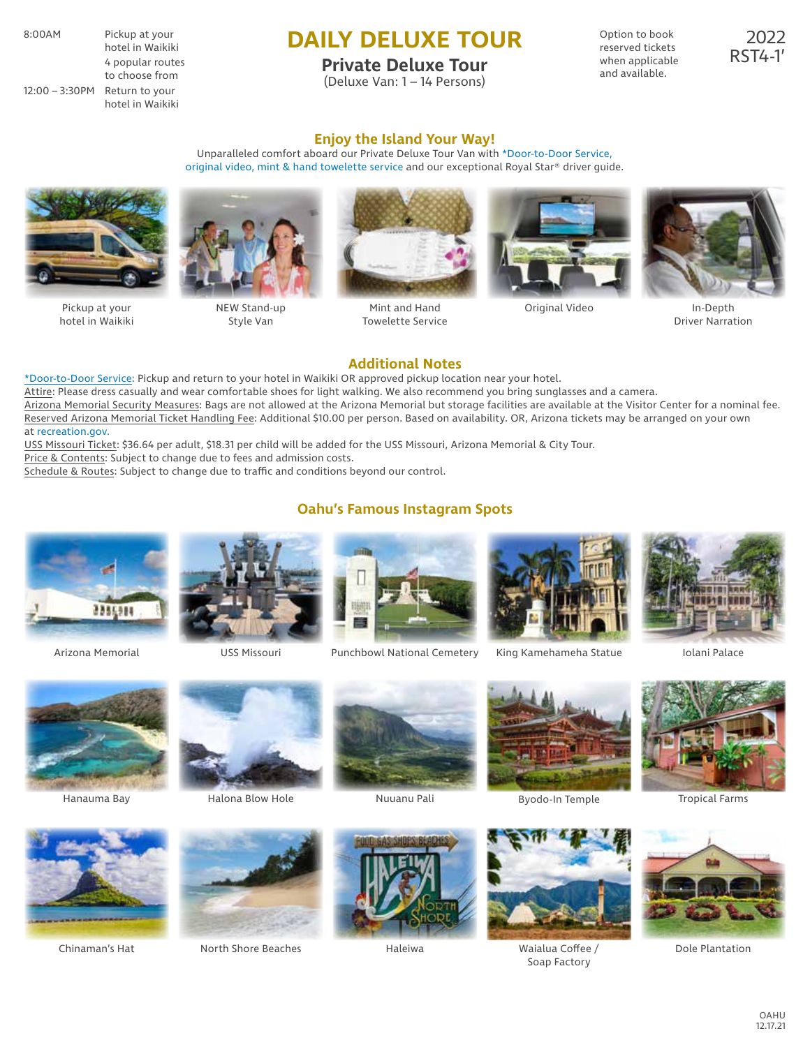| | |
|---|---|
| 8:00AM | Pickup at your hotel in Waikiki<br>4 popular routes to choose from |
| 12:00 – 3:30PM | Return to your hotel in Waikiki |

# DAILY DELUXE TOUR

## Private Deluxe Tour

(Deluxe Van: 1 – 14 Persons)

Option to book reserved tickets when applicable and available.

2022
RST4-1'

## Enjoy the Island Your Way!

Unparalleled comfort aboard our Private Deluxe Tour Van with *Door-to-Door Service, original video, mint & hand towelette service and our exceptional Royal Star® driver guide.

Pickup at your hotel in Waikiki

NEW Stand-up Style Van

Mint and Hand Towelette Service

Original Video

In-Depth Driver Narration

## Additional Notes

*Door-to-Door Service: Pickup and return to your hotel in Waikiki OR approved pickup location near your hotel.
Attire: Please dress casually and wear comfortable shoes for light walking. We also recommend you bring sunglasses and a camera.
Arizona Memorial Security Measures: Bags are not allowed at the Arizona Memorial but storage facilities are available at the Visitor Center for a nominal fee.
Reserved Arizona Memorial Ticket Handling Fee: Additional $10.00 per person. Based on availability. OR, Arizona tickets may be arranged on your own at recreation.gov.
USS Missouri Ticket: $36.64 per adult, $18.31 per child will be added for the USS Missouri, Arizona Memorial & City Tour.
Price & Contents: Subject to change due to fees and admission costs.
Schedule & Routes: Subject to change due to traffic and conditions beyond our control.

## Oahu's Famous Instagram Spots

Arizona Memorial

USS Missouri

Punchbowl National Cemetery

King Kamehameha Statue

Iolani Palace

Hanauma Bay

Halona Blow Hole

Nuuanu Pali

Byodo-In Temple

Tropical Farms

Chinaman's Hat

North Shore Beaches

Haleiwa

Waialua Coffee / Soap Factory

Dole Plantation

OAHU
12.17.21